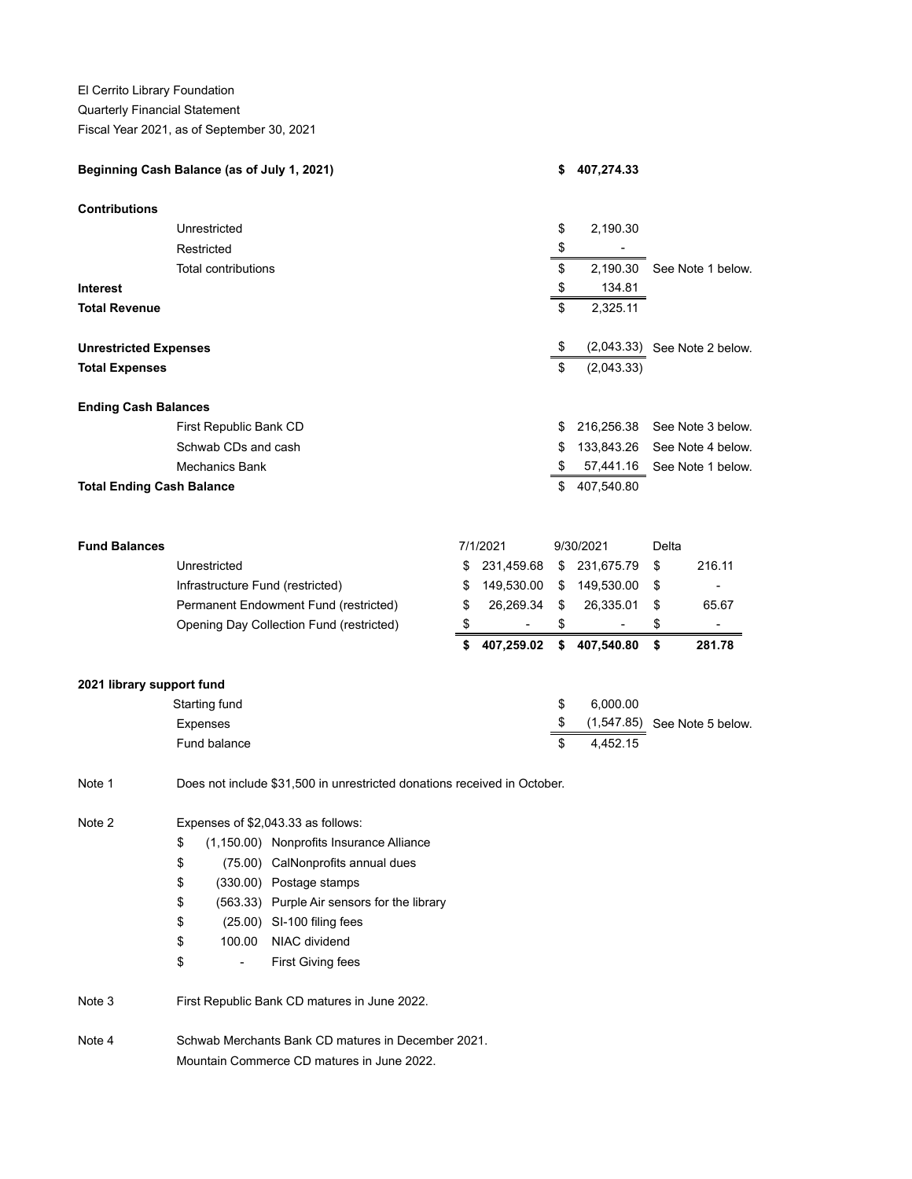El Cerrito Library Foundation

Quarterly Financial Statement

Fiscal Year 2021, as of September 30, 2021

| | | | |
|---|---|---|---|
| **Beginning Cash Balance (as of July 1, 2021)** | | **$ 407,274.33** | |
| **Contributions** | | | |
| | Unrestricted | $ 2,190.30 | |
| | Restricted | $ - | |
| | Total contributions | $ 2,190.30 | See Note 1 below. |
| **Interest** | | $ 134.81 | |
| **Total Revenue** | | $ 2,325.11 | |
| **Unrestricted Expenses** | | $ (2,043.33) | See Note 2 below. |
| **Total Expenses** | | $ (2,043.33) | |
| **Ending Cash Balances** | | | |
| | First Republic Bank CD | $ 216,256.38 | See Note 3 below. |
| | Schwab CDs and cash | $ 133,843.26 | See Note 4 below. |
| | Mechanics Bank | $ 57,441.16 | See Note 1 below. |
| **Total Ending Cash Balance** | | $ 407,540.80 | |

| **Fund Balances** | 7/1/2021 | 9/30/2021 | Delta |
|---|---|---|---|
| Unrestricted | $ 231,459.68 | $ 231,675.79 | $ 216.11 |
| Infrastructure Fund (restricted) | $ 149,530.00 | $ 149,530.00 | $ - |
| Permanent Endowment Fund (restricted) | $ 26,269.34 | $ 26,335.01 | $ 65.67 |
| Opening Day Collection Fund (restricted) | $ - | $ - | $ - |
| | **$ 407,259.02** | **$ 407,540.80** | **$ 281.78** |

| **2021 library support fund** | | |
|---|---|---|
| Starting fund | $ 6,000.00 | |
| Expenses | $ (1,547.85) | See Note 5 below. |
| Fund balance | $ 4,452.15 | |

Note 1 — Does not include $31,500 in unrestricted donations received in October.

Note 2 — Expenses of $2,043.33 as follows:

| | |
|---|---|
| $ (1,150.00) | Nonprofits Insurance Alliance |
| $ (75.00) | CalNonprofits annual dues |
| $ (330.00) | Postage stamps |
| $ (563.33) | Purple Air sensors for the library |
| $ (25.00) | SI-100 filing fees |
| $ 100.00 | NIAC dividend |
| $ - | First Giving fees |

Note 3 — First Republic Bank CD matures in June 2022.

Note 4 — Schwab Merchants Bank CD matures in December 2021.
Mountain Commerce CD matures in June 2022.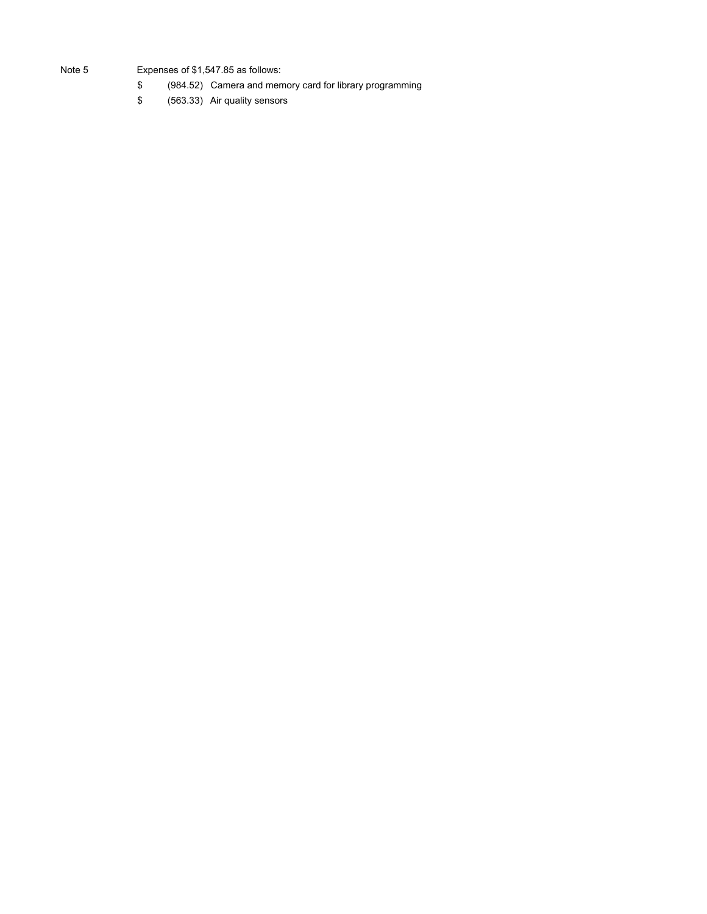Note 5 Expenses of $1,547.85 as follows:

| | | |
|---|---|---|
| $ | (984.52) | Camera and memory card for library programming |
| $ | (563.33) | Air quality sensors |